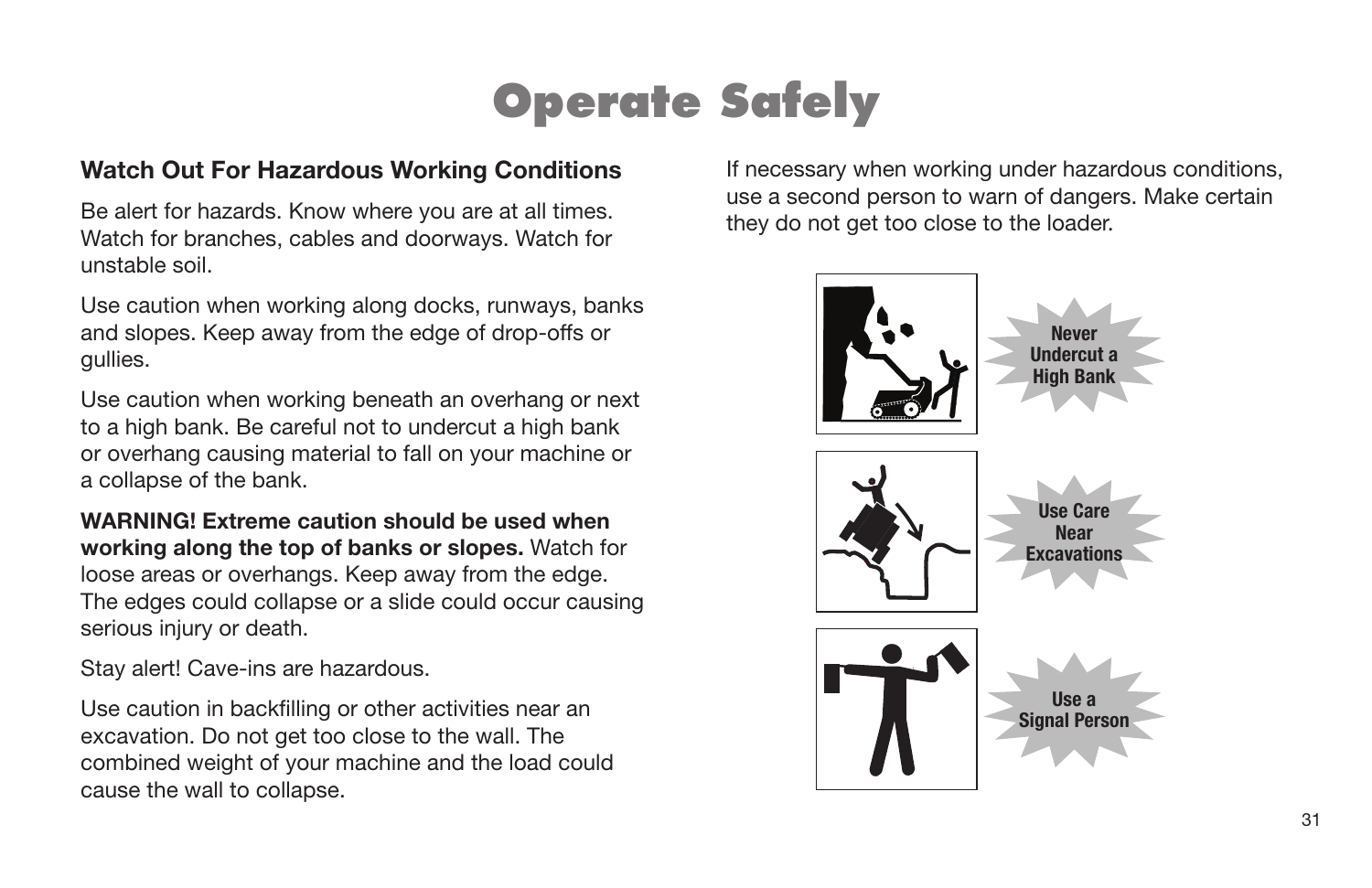# Operate Safely

## Watch Out For Hazardous Working Conditions

Be alert for hazards. Know where you are at all times. Watch for branches, cables and doorways. Watch for unstable soil.

Use caution when working along docks, runways, banks and slopes. Keep away from the edge of drop-offs or gullies.

Use caution when working beneath an overhang or next to a high bank. Be careful not to undercut a high bank or overhang causing material to fall on your machine or a collapse of the bank.

**WARNING! Extreme caution should be used when working along the top of banks or slopes.** Watch for loose areas or overhangs. Keep away from the edge. The edges could collapse or a slide could occur causing serious injury or death.

Stay alert! Cave-ins are hazardous.

Use caution in backfilling or other activities near an excavation. Do not get too close to the wall. The combined weight of your machine and the load could cause the wall to collapse.

If necessary when working under hazardous conditions, use a second person to warn of dangers. Make certain they do not get too close to the loader.

Never Undercut a High Bank

Use Care Near Excavations

Use a Signal Person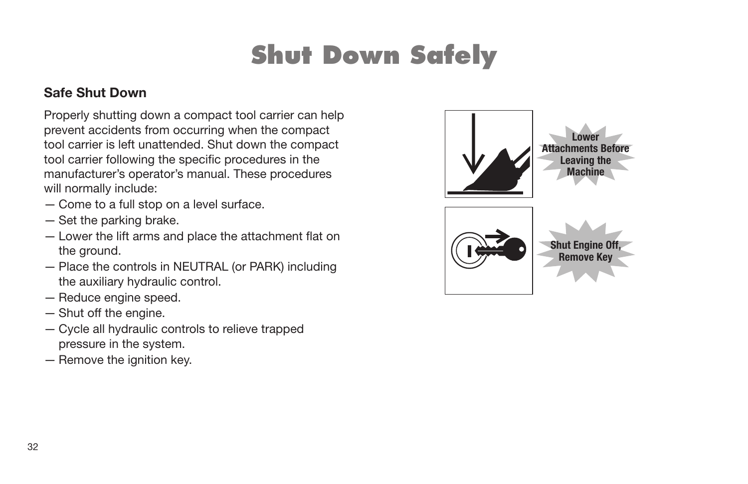# Shut Down Safely

## Safe Shut Down

Properly shutting down a compact tool carrier can help prevent accidents from occurring when the compact tool carrier is left unattended. Shut down the compact tool carrier following the specific procedures in the manufacturer's operator's manual. These procedures will normally include:

- Come to a full stop on a level surface.
- Set the parking brake.
- Lower the lift arms and place the attachment flat on the ground.
- Place the controls in NEUTRAL (or PARK) including the auxiliary hydraulic control.
- Reduce engine speed.
- Shut off the engine.
- Cycle all hydraulic controls to relieve trapped pressure in the system.
- Remove the ignition key.

**Lower Attachments Before Leaving the Machine**

**Shut Engine Off, Remove Key**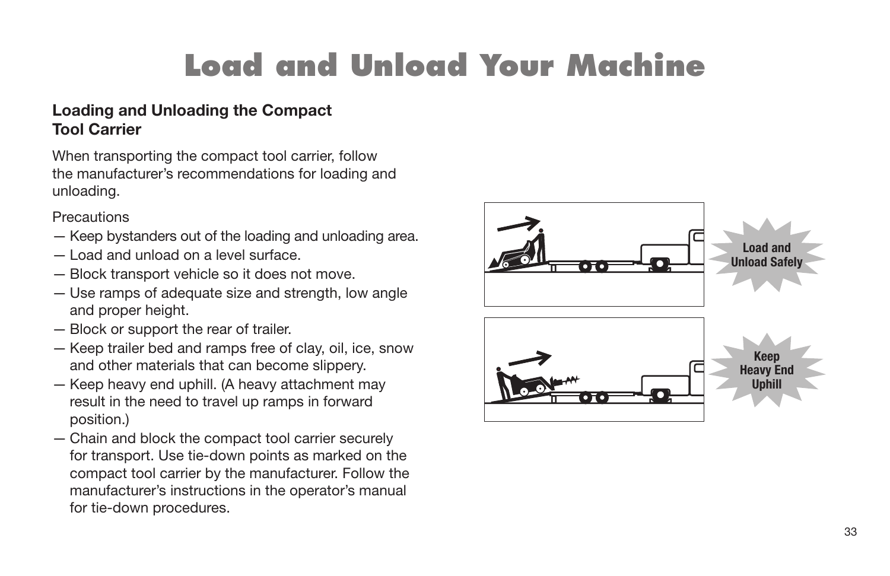# Load and Unload Your Machine

## Loading and Unloading the Compact Tool Carrier

When transporting the compact tool carrier, follow the manufacturer's recommendations for loading and unloading.

Precautions

— Keep bystanders out of the loading and unloading area.
— Load and unload on a level surface.
— Block transport vehicle so it does not move.
— Use ramps of adequate size and strength, low angle and proper height.
— Block or support the rear of trailer.
— Keep trailer bed and ramps free of clay, oil, ice, snow and other materials that can become slippery.
— Keep heavy end uphill. (A heavy attachment may result in the need to travel up ramps in forward position.)
— Chain and block the compact tool carrier securely for transport. Use tie-down points as marked on the compact tool carrier by the manufacturer. Follow the manufacturer's instructions in the operator's manual for tie-down procedures.

Load and Unload Safely

Keep Heavy End Uphill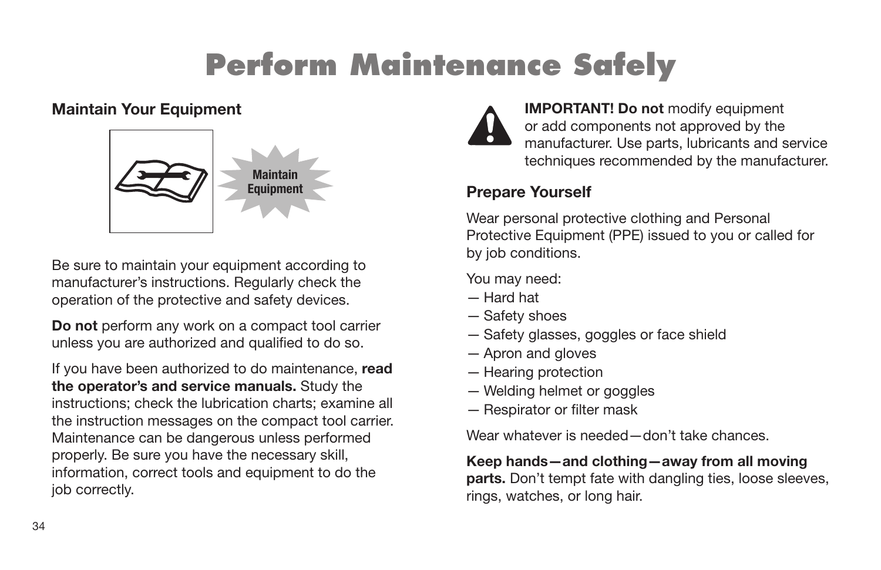# Perform Maintenance Safely

## Maintain Your Equipment

Maintain Equipment

Be sure to maintain your equipment according to manufacturer's instructions. Regularly check the operation of the protective and safety devices.

**Do not** perform any work on a compact tool carrier unless you are authorized and qualified to do so.

If you have been authorized to do maintenance, **read the operator's and service manuals.** Study the instructions; check the lubrication charts; examine all the instruction messages on the compact tool carrier. Maintenance can be dangerous unless performed properly. Be sure you have the necessary skill, information, correct tools and equipment to do the job correctly.

**IMPORTANT! Do not** modify equipment or add components not approved by the manufacturer. Use parts, lubricants and service techniques recommended by the manufacturer.

## Prepare Yourself

Wear personal protective clothing and Personal Protective Equipment (PPE) issued to you or called for by job conditions.

You may need:

- Hard hat
- Safety shoes
- Safety glasses, goggles or face shield
- Apron and gloves
- Hearing protection
- Welding helmet or goggles
- Respirator or filter mask

Wear whatever is needed—don't take chances.

**Keep hands—and clothing—away from all moving parts.** Don't tempt fate with dangling ties, loose sleeves, rings, watches, or long hair.